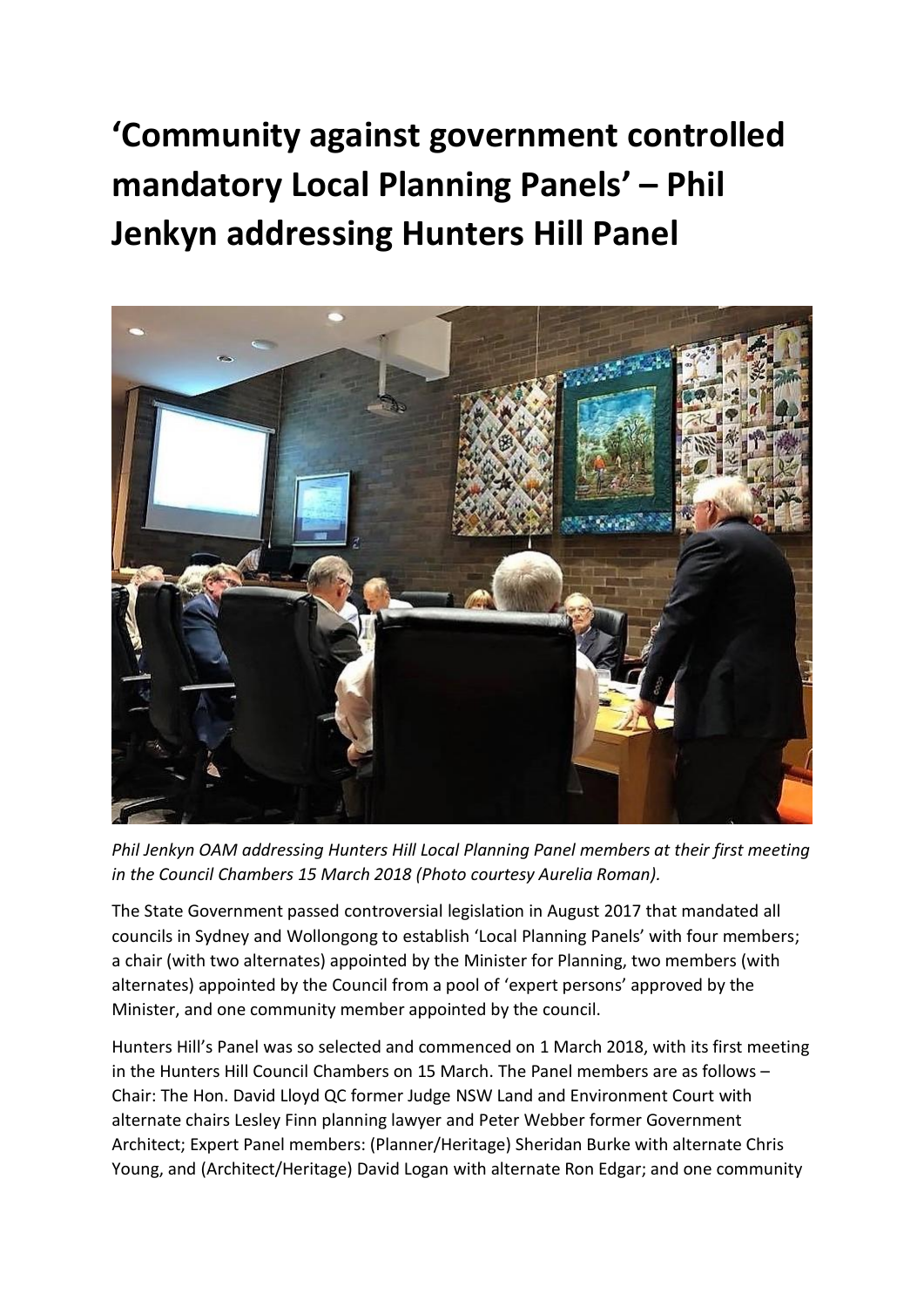# 'Community against government controlled mandatory Local Planning Panels' – Phil Jenkyn addressing Hunters Hill Panel

*Phil Jenkyn OAM addressing Hunters Hill Local Planning Panel members at their first meeting in the Council Chambers 15 March 2018 (Photo courtesy Aurelia Roman).*

The State Government passed controversial legislation in August 2017 that mandated all councils in Sydney and Wollongong to establish 'Local Planning Panels' with four members; a chair (with two alternates) appointed by the Minister for Planning, two members (with alternates) appointed by the Council from a pool of 'expert persons' approved by the Minister, and one community member appointed by the council.

Hunters Hill's Panel was so selected and commenced on 1 March 2018, with its first meeting in the Hunters Hill Council Chambers on 15 March. The Panel members are as follows – Chair: The Hon. David Lloyd QC former Judge NSW Land and Environment Court with alternate chairs Lesley Finn planning lawyer and Peter Webber former Government Architect; Expert Panel members: (Planner/Heritage) Sheridan Burke with alternate Chris Young, and (Architect/Heritage) David Logan with alternate Ron Edgar; and one community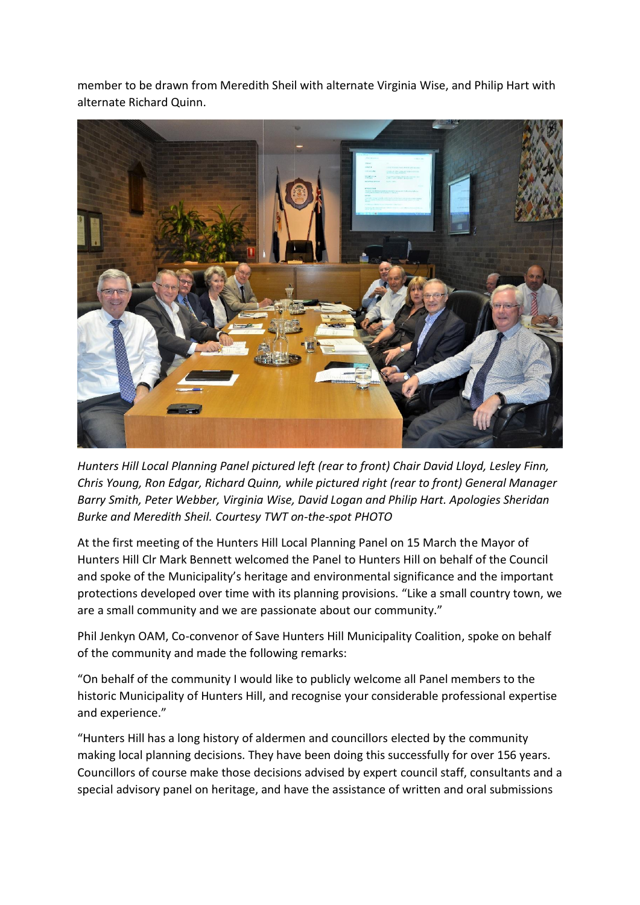member to be drawn from Meredith Sheil with alternate Virginia Wise, and Philip Hart with alternate Richard Quinn.

*Hunters Hill Local Planning Panel pictured left (rear to front) Chair David Lloyd, Lesley Finn, Chris Young, Ron Edgar, Richard Quinn, while pictured right (rear to front) General Manager Barry Smith, Peter Webber, Virginia Wise, David Logan and Philip Hart. Apologies Sheridan Burke and Meredith Sheil. Courtesy TWT on-the-spot PHOTO*

At the first meeting of the Hunters Hill Local Planning Panel on 15 March the Mayor of Hunters Hill Clr Mark Bennett welcomed the Panel to Hunters Hill on behalf of the Council and spoke of the Municipality's heritage and environmental significance and the important protections developed over time with its planning provisions. "Like a small country town, we are a small community and we are passionate about our community."

Phil Jenkyn OAM, Co-convenor of Save Hunters Hill Municipality Coalition, spoke on behalf of the community and made the following remarks:

"On behalf of the community I would like to publicly welcome all Panel members to the historic Municipality of Hunters Hill, and recognise your considerable professional expertise and experience."

"Hunters Hill has a long history of aldermen and councillors elected by the community making local planning decisions. They have been doing this successfully for over 156 years. Councillors of course make those decisions advised by expert council staff, consultants and a special advisory panel on heritage, and have the assistance of written and oral submissions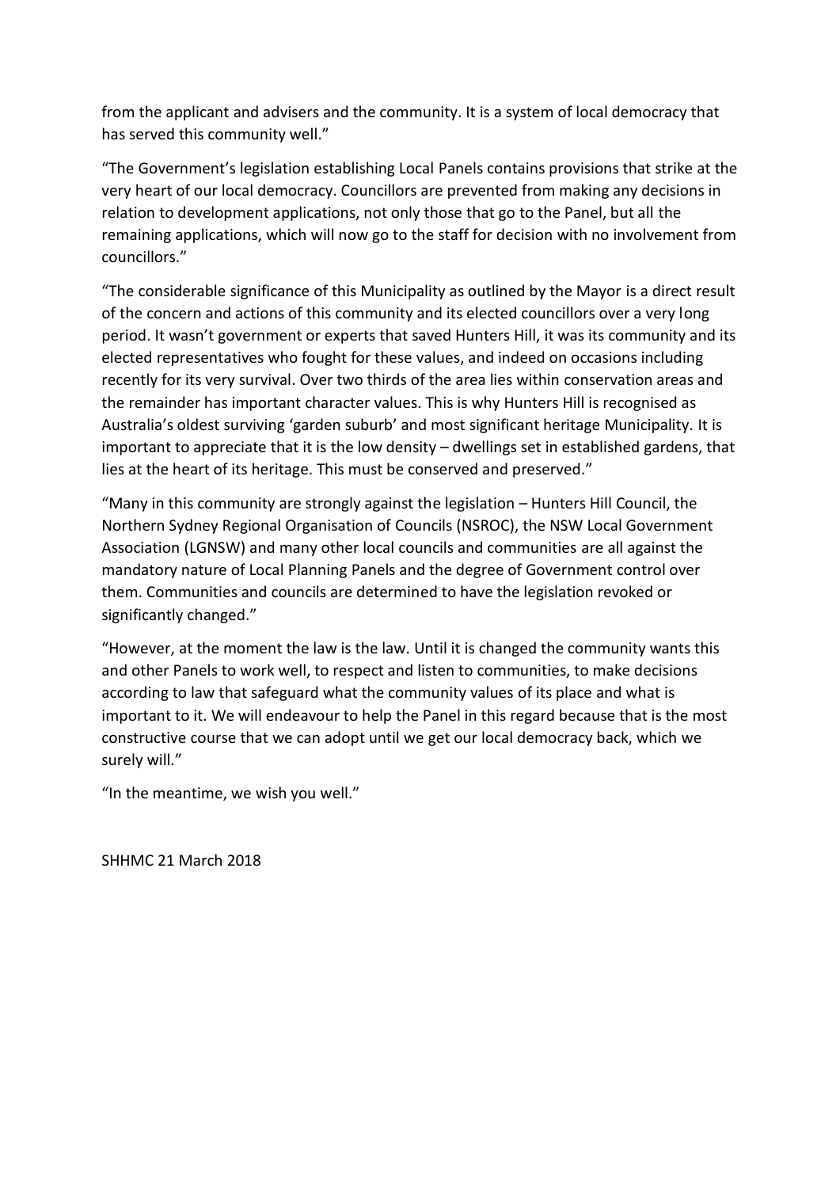from the applicant and advisers and the community. It is a system of local democracy that has served this community well."

"The Government's legislation establishing Local Panels contains provisions that strike at the very heart of our local democracy. Councillors are prevented from making any decisions in relation to development applications, not only those that go to the Panel, but all the remaining applications, which will now go to the staff for decision with no involvement from councillors."

"The considerable significance of this Municipality as outlined by the Mayor is a direct result of the concern and actions of this community and its elected councillors over a very long period. It wasn't government or experts that saved Hunters Hill, it was its community and its elected representatives who fought for these values, and indeed on occasions including recently for its very survival. Over two thirds of the area lies within conservation areas and the remainder has important character values. This is why Hunters Hill is recognised as Australia's oldest surviving 'garden suburb' and most significant heritage Municipality. It is important to appreciate that it is the low density – dwellings set in established gardens, that lies at the heart of its heritage. This must be conserved and preserved."

"Many in this community are strongly against the legislation – Hunters Hill Council, the Northern Sydney Regional Organisation of Councils (NSROC), the NSW Local Government Association (LGNSW) and many other local councils and communities are all against the mandatory nature of Local Planning Panels and the degree of Government control over them. Communities and councils are determined to have the legislation revoked or significantly changed."

"However, at the moment the law is the law. Until it is changed the community wants this and other Panels to work well, to respect and listen to communities, to make decisions according to law that safeguard what the community values of its place and what is important to it. We will endeavour to help the Panel in this regard because that is the most constructive course that we can adopt until we get our local democracy back, which we surely will."

"In the meantime, we wish you well."

SHHMC 21 March 2018